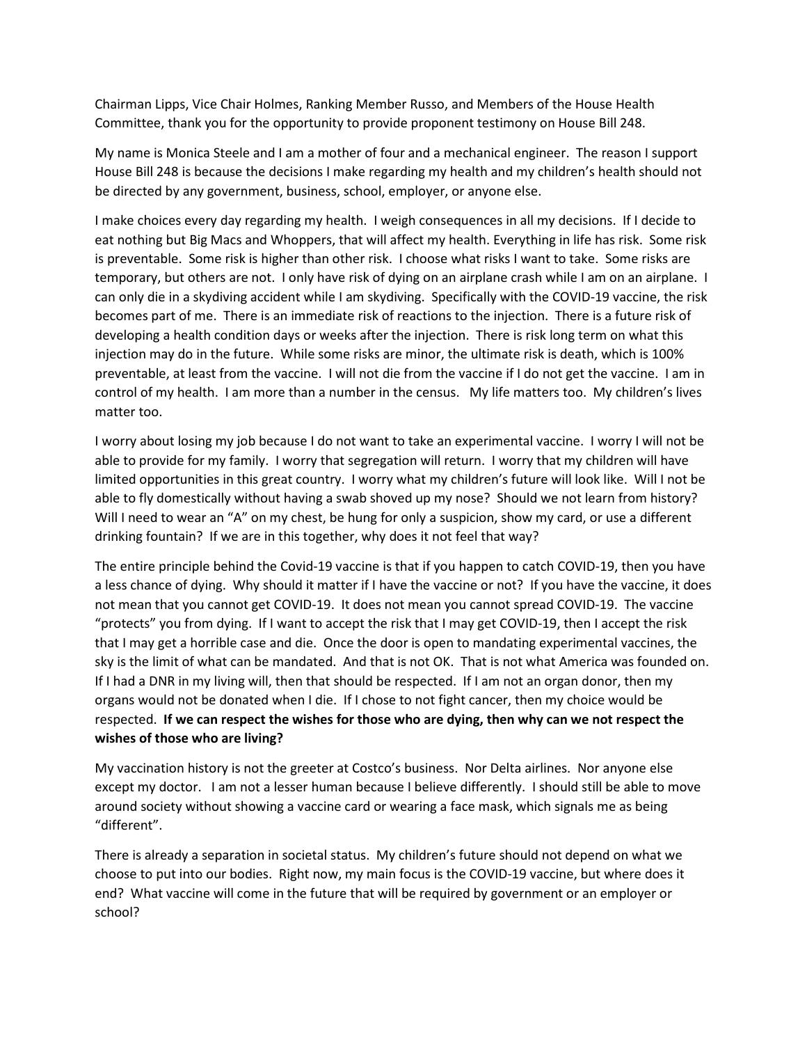Chairman Lipps, Vice Chair Holmes, Ranking Member Russo, and Members of the House Health Committee, thank you for the opportunity to provide proponent testimony on House Bill 248.

My name is Monica Steele and I am a mother of four and a mechanical engineer. The reason I support House Bill 248 is because the decisions I make regarding my health and my children's health should not be directed by any government, business, school, employer, or anyone else.

I make choices every day regarding my health. I weigh consequences in all my decisions. If I decide to eat nothing but Big Macs and Whoppers, that will affect my health. Everything in life has risk. Some risk is preventable. Some risk is higher than other risk. I choose what risks I want to take. Some risks are temporary, but others are not. I only have risk of dying on an airplane crash while I am on an airplane. I can only die in a skydiving accident while I am skydiving. Specifically with the COVID-19 vaccine, the risk becomes part of me. There is an immediate risk of reactions to the injection. There is a future risk of developing a health condition days or weeks after the injection. There is risk long term on what this injection may do in the future. While some risks are minor, the ultimate risk is death, which is 100% preventable, at least from the vaccine. I will not die from the vaccine if I do not get the vaccine. I am in control of my health. I am more than a number in the census. My life matters too. My children's lives matter too.

I worry about losing my job because I do not want to take an experimental vaccine. I worry I will not be able to provide for my family. I worry that segregation will return. I worry that my children will have limited opportunities in this great country. I worry what my children's future will look like. Will I not be able to fly domestically without having a swab shoved up my nose? Should we not learn from history? Will I need to wear an "A" on my chest, be hung for only a suspicion, show my card, or use a different drinking fountain? If we are in this together, why does it not feel that way?

The entire principle behind the Covid-19 vaccine is that if you happen to catch COVID-19, then you have a less chance of dying. Why should it matter if I have the vaccine or not? If you have the vaccine, it does not mean that you cannot get COVID-19. It does not mean you cannot spread COVID-19. The vaccine "protects" you from dying. If I want to accept the risk that I may get COVID-19, then I accept the risk that I may get a horrible case and die. Once the door is open to mandating experimental vaccines, the sky is the limit of what can be mandated. And that is not OK. That is not what America was founded on. If I had a DNR in my living will, then that should be respected. If I am not an organ donor, then my organs would not be donated when I die. If I chose to not fight cancer, then my choice would be respected. **If we can respect the wishes for those who are dying, then why can we not respect the wishes of those who are living?**

My vaccination history is not the greeter at Costco's business. Nor Delta airlines. Nor anyone else except my doctor. I am not a lesser human because I believe differently. I should still be able to move around society without showing a vaccine card or wearing a face mask, which signals me as being "different".

There is already a separation in societal status. My children's future should not depend on what we choose to put into our bodies. Right now, my main focus is the COVID-19 vaccine, but where does it end? What vaccine will come in the future that will be required by government or an employer or school?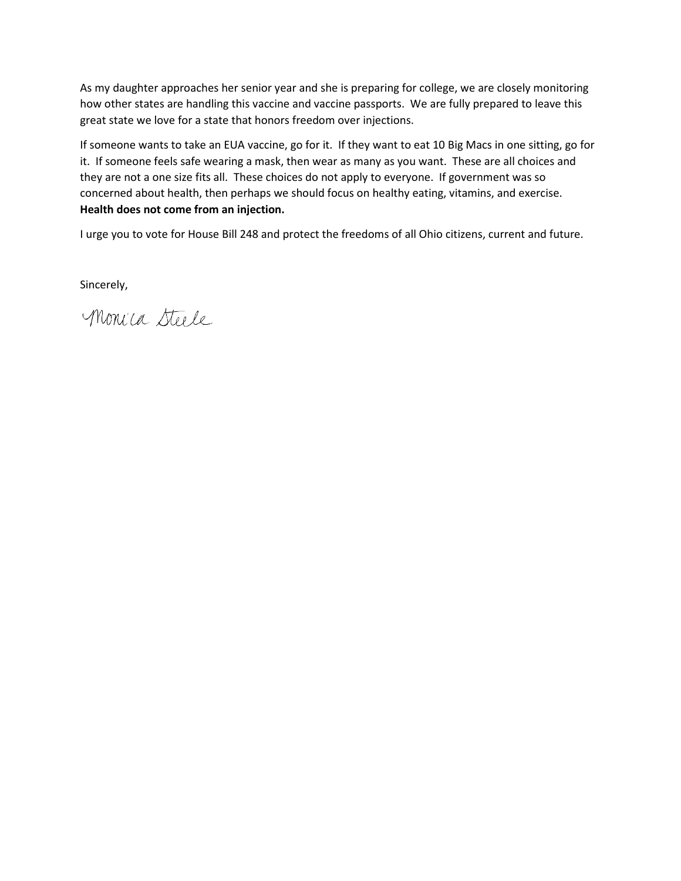As my daughter approaches her senior year and she is preparing for college, we are closely monitoring how other states are handling this vaccine and vaccine passports. We are fully prepared to leave this great state we love for a state that honors freedom over injections.

If someone wants to take an EUA vaccine, go for it. If they want to eat 10 Big Macs in one sitting, go for it. If someone feels safe wearing a mask, then wear as many as you want. These are all choices and they are not a one size fits all. These choices do not apply to everyone. If government was so concerned about health, then perhaps we should focus on healthy eating, vitamins, and exercise. **Health does not come from an injection.**

I urge you to vote for House Bill 248 and protect the freedoms of all Ohio citizens, current and future.

Sincerely,

Monica Steele